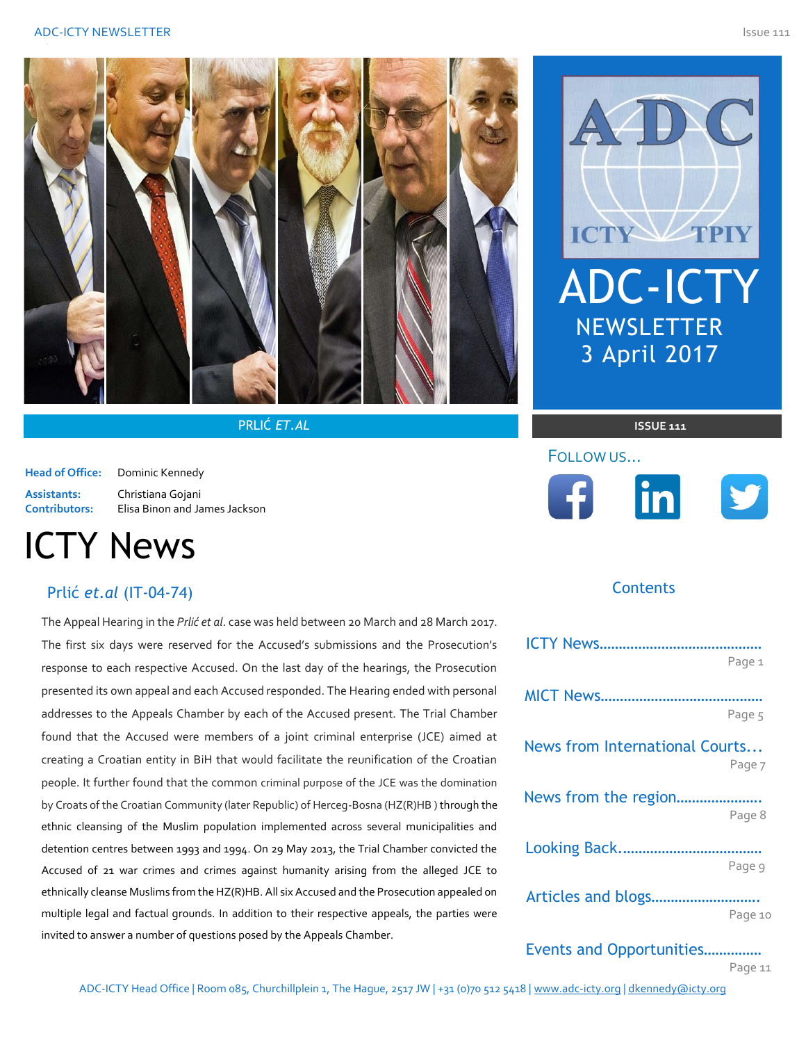PRLIĆ *ET.AL*

# ADC-ICTY NEWSLETTER
## 3 April 2017

**ISSUE 111**

FOLLOW US...

**Head of Office:** Dominic Kennedy

**Assistants:** Christiana Gojani

**Contributors:** Elisa Binon and James Jackson

### Contents

- ICTY News........................................ Page 1
- MICT News........................................ Page 5
- News from International Courts... Page 7
- News from the region..................... Page 8
- Looking Back.................................... Page 9
- Articles and blogs........................... Page 10
- Events and Opportunities.............. Page 11

# ICTY News

## Prlić *et.al* (IT-04-74)

The Appeal Hearing in the *Prlić et al*. case was held between 20 March and 28 March 2017. The first six days were reserved for the Accused's submissions and the Prosecution's response to each respective Accused. On the last day of the hearings, the Prosecution presented its own appeal and each Accused responded. The Hearing ended with personal addresses to the Appeals Chamber by each of the Accused present. The Trial Chamber found that the Accused were members of a joint criminal enterprise (JCE) aimed at creating a Croatian entity in BiH that would facilitate the reunification of the Croatian people. It further found that the common criminal purpose of the JCE was the domination by Croats of the Croatian Community (later Republic) of Herceg-Bosna (HZ(R)HB ) through the ethnic cleansing of the Muslim population implemented across several municipalities and detention centres between 1993 and 1994. On 29 May 2013, the Trial Chamber convicted the Accused of 21 war crimes and crimes against humanity arising from the alleged JCE to ethnically cleanse Muslims from the HZ(R)HB. All six Accused and the Prosecution appealed on multiple legal and factual grounds. In addition to their respective appeals, the parties were invited to answer a number of questions posed by the Appeals Chamber.

ADC-ICTY Head Office | Room 085, Churchillplein 1, The Hague, 2517 JW | +31 (0)70 512 5418 | www.adc-icty.org | dkennedy@icty.org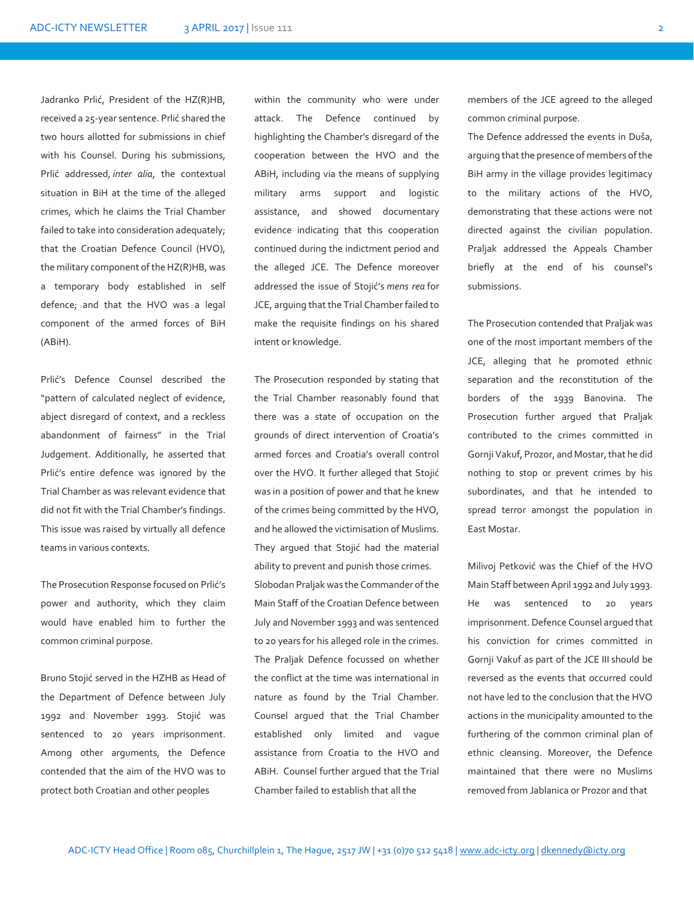Jadranko Prlić, President of the HZ(R)HB, received a 25-year sentence. Prlić shared the two hours allotted for submissions in chief with his Counsel. During his submissions, Prlić addressed, *inter alia*, the contextual situation in BiH at the time of the alleged crimes, which he claims the Trial Chamber failed to take into consideration adequately; that the Croatian Defence Council (HVO), the military component of the HZ(R)HB, was a temporary body established in self defence; and that the HVO was a legal component of the armed forces of BiH (ABiH).

Prlić's Defence Counsel described the "pattern of calculated neglect of evidence, abject disregard of context, and a reckless abandonment of fairness" in the Trial Judgement. Additionally, he asserted that Prlić's entire defence was ignored by the Trial Chamber as was relevant evidence that did not fit with the Trial Chamber's findings. This issue was raised by virtually all defence teams in various contexts.

The Prosecution Response focused on Prlić's power and authority, which they claim would have enabled him to further the common criminal purpose.

Bruno Stojić served in the HZHB as Head of the Department of Defence between July 1992 and November 1993. Stojić was sentenced to 20 years imprisonment. Among other arguments, the Defence contended that the aim of the HVO was to protect both Croatian and other peoples within the community who were under attack. The Defence continued by highlighting the Chamber's disregard of the cooperation between the HVO and the ABiH, including via the means of supplying military arms support and logistic assistance, and showed documentary evidence indicating that this cooperation continued during the indictment period and the alleged JCE. The Defence moreover addressed the issue of Stojić's *mens rea* for JCE, arguing that the Trial Chamber failed to make the requisite findings on his shared intent or knowledge.

The Prosecution responded by stating that the Trial Chamber reasonably found that there was a state of occupation on the grounds of direct intervention of Croatia's armed forces and Croatia's overall control over the HVO. It further alleged that Stojić was in a position of power and that he knew of the crimes being committed by the HVO, and he allowed the victimisation of Muslims. They argued that Stojić had the material ability to prevent and punish those crimes.

Slobodan Praljak was the Commander of the Main Staff of the Croatian Defence between July and November 1993 and was sentenced to 20 years for his alleged role in the crimes. The Praljak Defence focussed on whether the conflict at the time was international in nature as found by the Trial Chamber. Counsel argued that the Trial Chamber established only limited and vague assistance from Croatia to the HVO and ABiH. Counsel further argued that the Trial Chamber failed to establish that all the members of the JCE agreed to the alleged common criminal purpose.

The Defence addressed the events in Duša, arguing that the presence of members of the BiH army in the village provides legitimacy to the military actions of the HVO, demonstrating that these actions were not directed against the civilian population. Praljak addressed the Appeals Chamber briefly at the end of his counsel's submissions.

The Prosecution contended that Praljak was one of the most important members of the JCE, alleging that he promoted ethnic separation and the reconstitution of the borders of the 1939 Banovina. The Prosecution further argued that Praljak contributed to the crimes committed in Gornji Vakuf, Prozor, and Mostar, that he did nothing to stop or prevent crimes by his subordinates, and that he intended to spread terror amongst the population in East Mostar.

Milivoj Petković was the Chief of the HVO Main Staff between April 1992 and July 1993. He was sentenced to 20 years imprisonment. Defence Counsel argued that his conviction for crimes committed in Gornji Vakuf as part of the JCE III should be reversed as the events that occurred could not have led to the conclusion that the HVO actions in the municipality amounted to the furthering of the common criminal plan of ethnic cleansing. Moreover, the Defence maintained that there were no Muslims removed from Jablanica or Prozor and that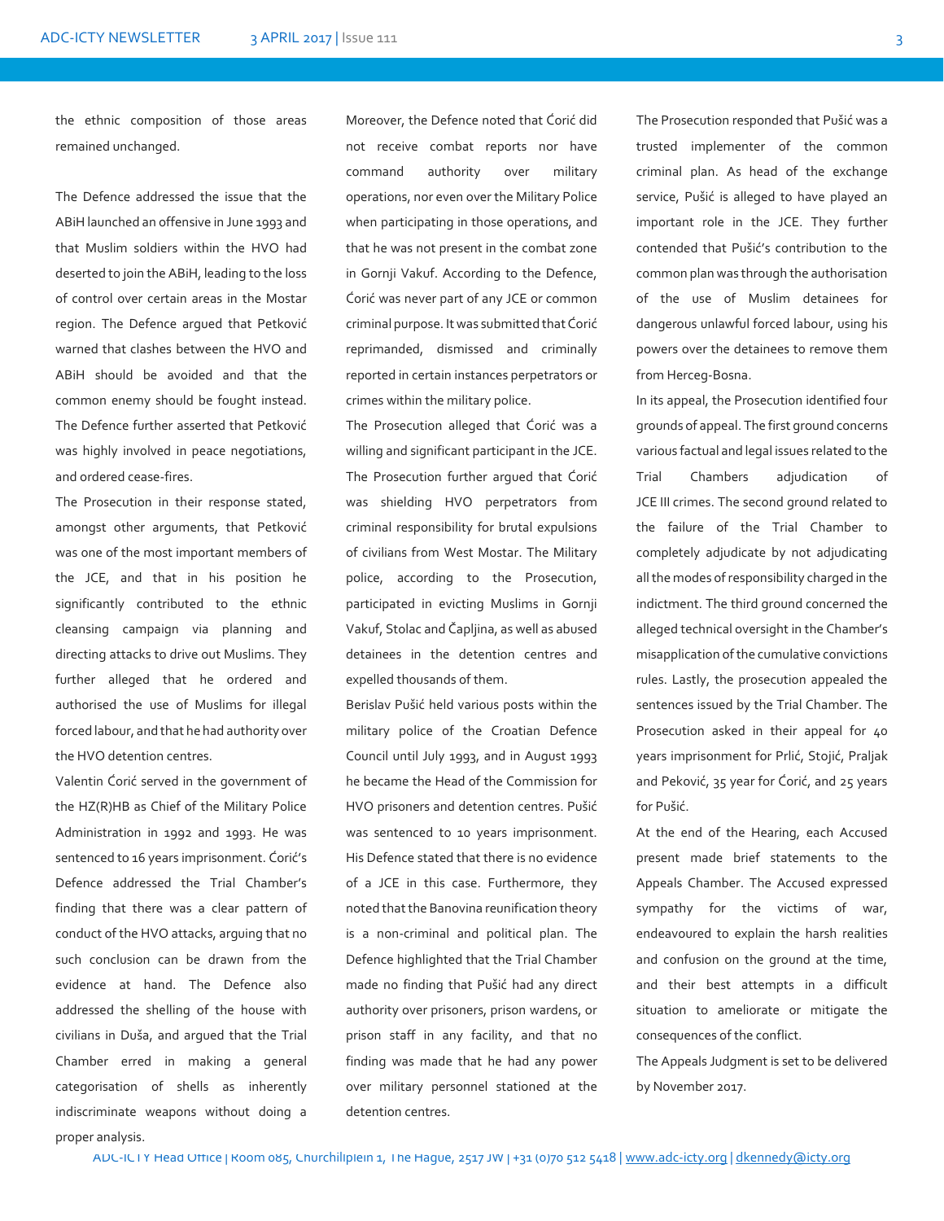the ethnic composition of those areas remained unchanged.

The Defence addressed the issue that the ABiH launched an offensive in June 1993 and that Muslim soldiers within the HVO had deserted to join the ABiH, leading to the loss of control over certain areas in the Mostar region. The Defence argued that Petković warned that clashes between the HVO and ABiH should be avoided and that the common enemy should be fought instead. The Defence further asserted that Petković was highly involved in peace negotiations, and ordered cease-fires.

The Prosecution in their response stated, amongst other arguments, that Petković was one of the most important members of the JCE, and that in his position he significantly contributed to the ethnic cleansing campaign via planning and directing attacks to drive out Muslims. They further alleged that he ordered and authorised the use of Muslims for illegal forced labour, and that he had authority over the HVO detention centres.

Valentin Ćorić served in the government of the HZ(R)HB as Chief of the Military Police Administration in 1992 and 1993. He was sentenced to 16 years imprisonment. Ćorić's Defence addressed the Trial Chamber's finding that there was a clear pattern of conduct of the HVO attacks, arguing that no such conclusion can be drawn from the evidence at hand. The Defence also addressed the shelling of the house with civilians in Duša, and argued that the Trial Chamber erred in making a general categorisation of shells as inherently indiscriminate weapons without doing a proper analysis.

Moreover, the Defence noted that Ćorić did not receive combat reports nor have command authority over military operations, nor even over the Military Police when participating in those operations, and that he was not present in the combat zone in Gornji Vakuf. According to the Defence, Ćorić was never part of any JCE or common criminal purpose. It was submitted that Ćorić reprimanded, dismissed and criminally reported in certain instances perpetrators or crimes within the military police.

The Prosecution alleged that Ćorić was a willing and significant participant in the JCE. The Prosecution further argued that Ćorić was shielding HVO perpetrators from criminal responsibility for brutal expulsions of civilians from West Mostar. The Military police, according to the Prosecution, participated in evicting Muslims in Gornji Vakuf, Stolac and Čapljina, as well as abused detainees in the detention centres and expelled thousands of them.

Berislav Pušić held various posts within the military police of the Croatian Defence Council until July 1993, and in August 1993 he became the Head of the Commission for HVO prisoners and detention centres. Pušić was sentenced to 10 years imprisonment. His Defence stated that there is no evidence of a JCE in this case. Furthermore, they noted that the Banovina reunification theory is a non-criminal and political plan. The Defence highlighted that the Trial Chamber made no finding that Pušić had any direct authority over prisoners, prison wardens, or prison staff in any facility, and that no finding was made that he had any power over military personnel stationed at the detention centres.

The Prosecution responded that Pušić was a trusted implementer of the common criminal plan. As head of the exchange service, Pušić is alleged to have played an important role in the JCE. They further contended that Pušić's contribution to the common plan was through the authorisation of the use of Muslim detainees for dangerous unlawful forced labour, using his powers over the detainees to remove them from Herceg-Bosna.

In its appeal, the Prosecution identified four grounds of appeal. The first ground concerns various factual and legal issues related to the Trial Chambers adjudication of JCE III crimes. The second ground related to the failure of the Trial Chamber to completely adjudicate by not adjudicating all the modes of responsibility charged in the indictment. The third ground concerned the alleged technical oversight in the Chamber's misapplication of the cumulative convictions rules. Lastly, the prosecution appealed the sentences issued by the Trial Chamber. The Prosecution asked in their appeal for 40 years imprisonment for Prlić, Stojić, Praljak and Peković, 35 year for Ćorić, and 25 years for Pušić.

At the end of the Hearing, each Accused present made brief statements to the Appeals Chamber. The Accused expressed sympathy for the victims of war, endeavoured to explain the harsh realities and confusion on the ground at the time, and their best attempts in a difficult situation to ameliorate or mitigate the consequences of the conflict.

The Appeals Judgment is set to be delivered by November 2017.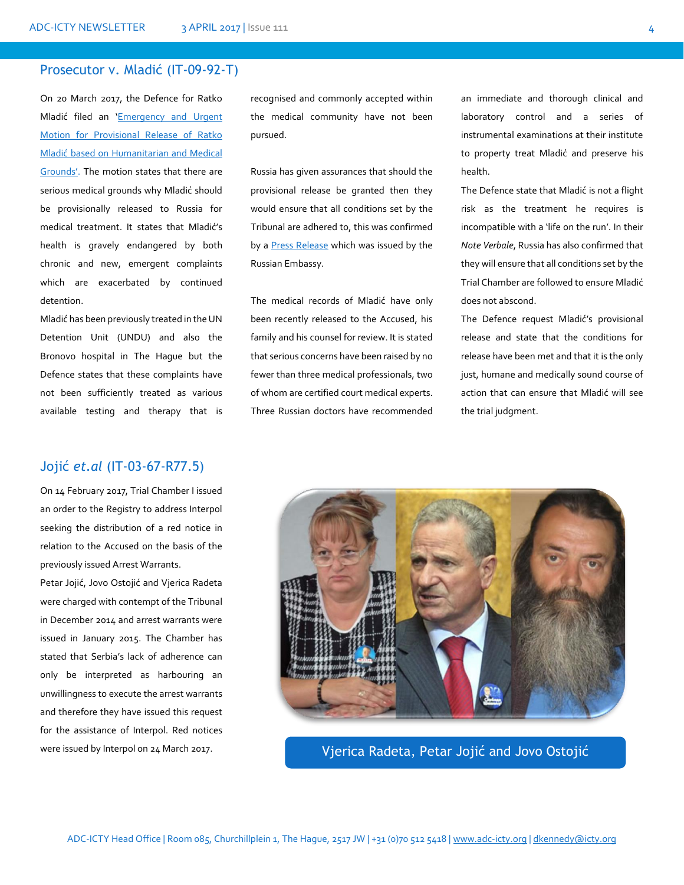## Prosecutor v. Mladić (IT-09-92-T)

On 20 March 2017, the Defence for Ratko Mladić filed an '[Emergency and Urgent Motion for Provisional Release of Ratko Mladić based on Humanitarian and Medical Grounds](#)'. The motion states that there are serious medical grounds why Mladić should be provisionally released to Russia for medical treatment. It states that Mladić's health is gravely endangered by both chronic and new, emergent complaints which are exacerbated by continued detention.

Mladić has been previously treated in the UN Detention Unit (UNDU) and also the Bronovo hospital in The Hague but the Defence states that these complaints have not been sufficiently treated as various available testing and therapy that is recognised and commonly accepted within the medical community have not been pursued.

Russia has given assurances that should the provisional release be granted then they would ensure that all conditions set by the Tribunal are adhered to, this was confirmed by a [Press Release](#) which was issued by the Russian Embassy.

The medical records of Mladić have only been recently released to the Accused, his family and his counsel for review. It is stated that serious concerns have been raised by no fewer than three medical professionals, two of whom are certified court medical experts. Three Russian doctors have recommended an immediate and thorough clinical and laboratory control and a series of instrumental examinations at their institute to property treat Mladić and preserve his health.

The Defence state that Mladić is not a flight risk as the treatment he requires is incompatible with a 'life on the run'. In their *Note Verbale*, Russia has also confirmed that they will ensure that all conditions set by the Trial Chamber are followed to ensure Mladić does not abscond.

The Defence request Mladić's provisional release and state that the conditions for release have been met and that it is the only just, humane and medically sound course of action that can ensure that Mladić will see the trial judgment.

## Jojić *et.al* (IT-03-67-R77.5)

On 14 February 2017, Trial Chamber I issued an order to the Registry to address Interpol seeking the distribution of a red notice in relation to the Accused on the basis of the previously issued Arrest Warrants.

Petar Jojić, Jovo Ostojić and Vjerica Radeta were charged with contempt of the Tribunal in December 2014 and arrest warrants were issued in January 2015. The Chamber has stated that Serbia's lack of adherence can only be interpreted as harbouring an unwillingness to execute the arrest warrants and therefore they have issued this request for the assistance of Interpol. Red notices were issued by Interpol on 24 March 2017.

Vjerica Radeta, Petar Jojić and Jovo Ostojić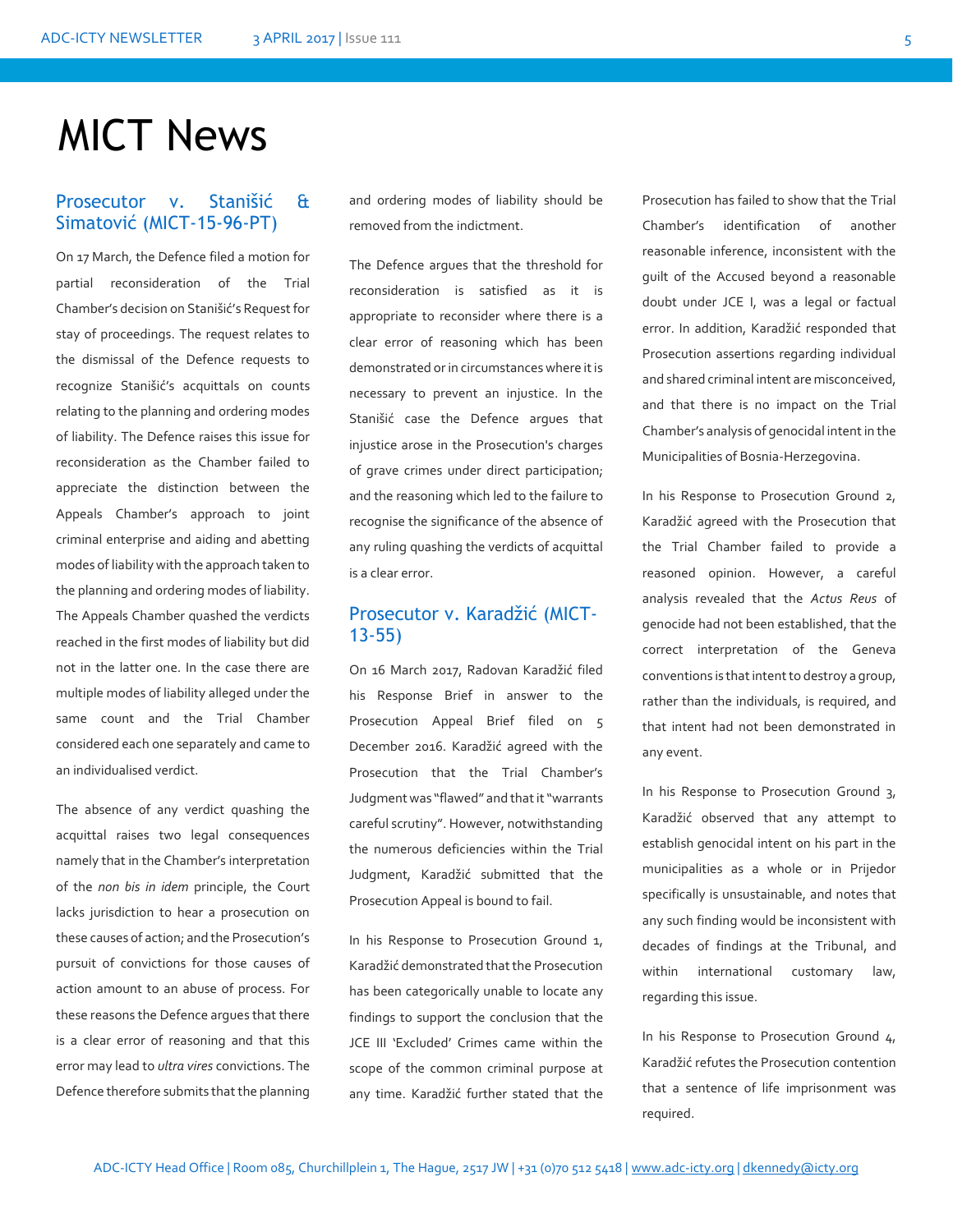# MICT News

## Prosecutor v. Stanišić & Simatović (MICT-15-96-PT)

On 17 March, the Defence filed a motion for partial reconsideration of the Trial Chamber's decision on Stanišić's Request for stay of proceedings. The request relates to the dismissal of the Defence requests to recognize Stanišić's acquittals on counts relating to the planning and ordering modes of liability. The Defence raises this issue for reconsideration as the Chamber failed to appreciate the distinction between the Appeals Chamber's approach to joint criminal enterprise and aiding and abetting modes of liability with the approach taken to the planning and ordering modes of liability. The Appeals Chamber quashed the verdicts reached in the first modes of liability but did not in the latter one. In the case there are multiple modes of liability alleged under the same count and the Trial Chamber considered each one separately and came to an individualised verdict.

The absence of any verdict quashing the acquittal raises two legal consequences namely that in the Chamber's interpretation of the *non bis in idem* principle, the Court lacks jurisdiction to hear a prosecution on these causes of action; and the Prosecution's pursuit of convictions for those causes of action amount to an abuse of process. For these reasons the Defence argues that there is a clear error of reasoning and that this error may lead to *ultra vires* convictions. The Defence therefore submits that the planning and ordering modes of liability should be removed from the indictment.

The Defence argues that the threshold for reconsideration is satisfied as it is appropriate to reconsider where there is a clear error of reasoning which has been demonstrated or in circumstances where it is necessary to prevent an injustice. In the Stanišić case the Defence argues that injustice arose in the Prosecution's charges of grave crimes under direct participation; and the reasoning which led to the failure to recognise the significance of the absence of any ruling quashing the verdicts of acquittal is a clear error.

## Prosecutor v. Karadžić (MICT-13-55)

On 16 March 2017, Radovan Karadžić filed his Response Brief in answer to the Prosecution Appeal Brief filed on 5 December 2016. Karadžić agreed with the Prosecution that the Trial Chamber's Judgment was "flawed" and that it "warrants careful scrutiny". However, notwithstanding the numerous deficiencies within the Trial Judgment, Karadžić submitted that the Prosecution Appeal is bound to fail.

In his Response to Prosecution Ground 1, Karadžić demonstrated that the Prosecution has been categorically unable to locate any findings to support the conclusion that the JCE III 'Excluded' Crimes came within the scope of the common criminal purpose at any time. Karadžić further stated that the Prosecution has failed to show that the Trial Chamber's identification of another reasonable inference, inconsistent with the guilt of the Accused beyond a reasonable doubt under JCE I, was a legal or factual error. In addition, Karadžić responded that Prosecution assertions regarding individual and shared criminal intent are misconceived, and that there is no impact on the Trial Chamber's analysis of genocidal intent in the Municipalities of Bosnia-Herzegovina.

In his Response to Prosecution Ground 2, Karadžić agreed with the Prosecution that the Trial Chamber failed to provide a reasoned opinion. However, a careful analysis revealed that the *Actus Reus* of genocide had not been established, that the correct interpretation of the Geneva conventions is that intent to destroy a group, rather than the individuals, is required, and that intent had not been demonstrated in any event.

In his Response to Prosecution Ground 3, Karadžić observed that any attempt to establish genocidal intent on his part in the municipalities as a whole or in Prijedor specifically is unsustainable, and notes that any such finding would be inconsistent with decades of findings at the Tribunal, and within international customary law, regarding this issue.

In his Response to Prosecution Ground 4, Karadžić refutes the Prosecution contention that a sentence of life imprisonment was required.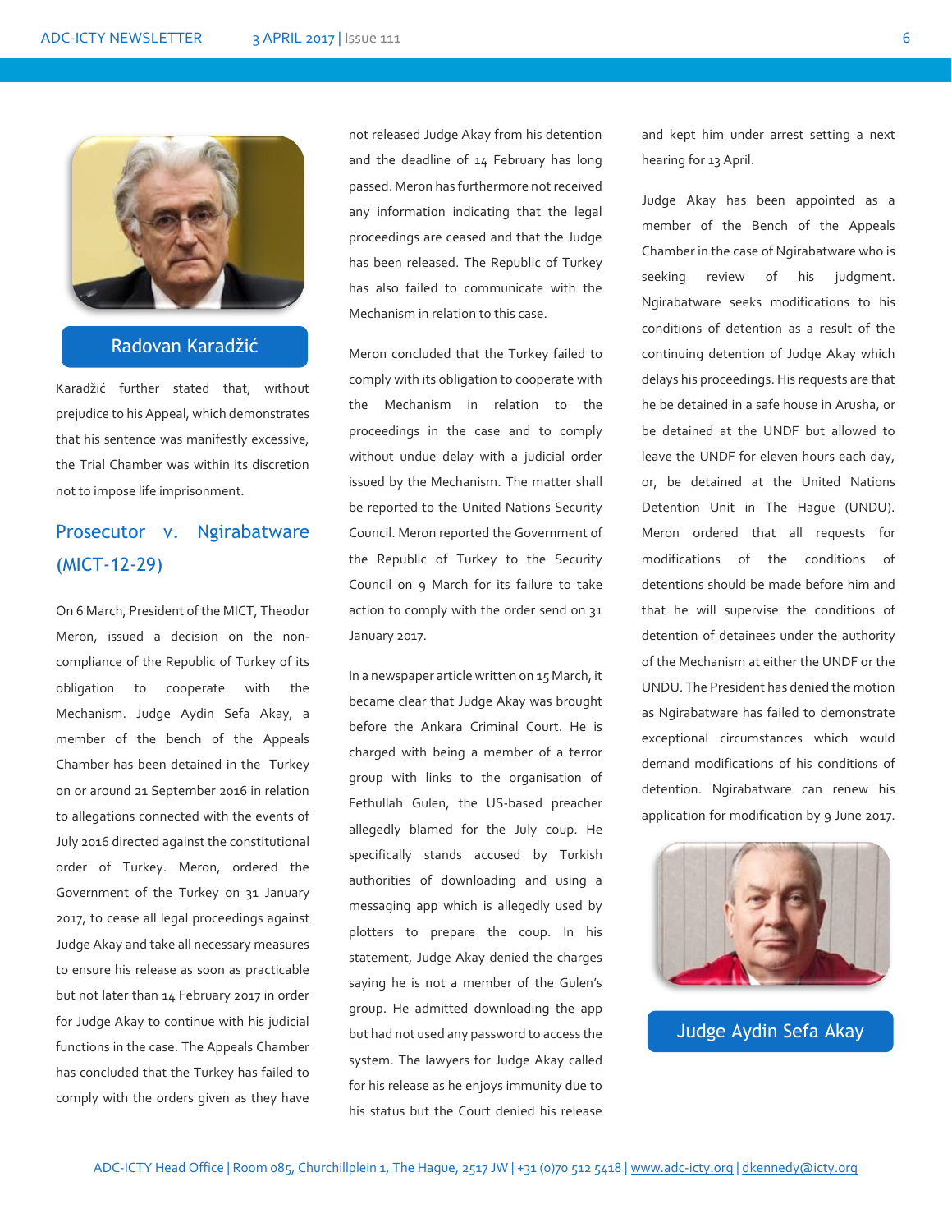Radovan Karadžić

Karadžić further stated that, without prejudice to his Appeal, which demonstrates that his sentence was manifestly excessive, the Trial Chamber was within its discretion not to impose life imprisonment.

## Prosecutor v. Ngirabatware (MICT-12-29)

On 6 March, President of the MICT, Theodor Meron, issued a decision on the non-compliance of the Republic of Turkey of its obligation to cooperate with the Mechanism. Judge Aydin Sefa Akay, a member of the bench of the Appeals Chamber has been detained in the Turkey on or around 21 September 2016 in relation to allegations connected with the events of July 2016 directed against the constitutional order of Turkey. Meron, ordered the Government of the Turkey on 31 January 2017, to cease all legal proceedings against Judge Akay and take all necessary measures to ensure his release as soon as practicable but not later than 14 February 2017 in order for Judge Akay to continue with his judicial functions in the case. The Appeals Chamber has concluded that the Turkey has failed to comply with the orders given as they have not released Judge Akay from his detention and the deadline of 14 February has long passed. Meron has furthermore not received any information indicating that the legal proceedings are ceased and that the Judge has been released. The Republic of Turkey has also failed to communicate with the Mechanism in relation to this case.

Meron concluded that the Turkey failed to comply with its obligation to cooperate with the Mechanism in relation to the proceedings in the case and to comply without undue delay with a judicial order issued by the Mechanism. The matter shall be reported to the United Nations Security Council. Meron reported the Government of the Republic of Turkey to the Security Council on 9 March for its failure to take action to comply with the order send on 31 January 2017.

In a newspaper article written on 15 March, it became clear that Judge Akay was brought before the Ankara Criminal Court. He is charged with being a member of a terror group with links to the organisation of Fethullah Gulen, the US-based preacher allegedly blamed for the July coup. He specifically stands accused by Turkish authorities of downloading and using a messaging app which is allegedly used by plotters to prepare the coup. In his statement, Judge Akay denied the charges saying he is not a member of the Gulen's group. He admitted downloading the app but had not used any password to access the system. The lawyers for Judge Akay called for his release as he enjoys immunity due to his status but the Court denied his release and kept him under arrest setting a next hearing for 13 April.

Judge Akay has been appointed as a member of the Bench of the Appeals Chamber in the case of Ngirabatware who is seeking review of his judgment. Ngirabatware seeks modifications to his conditions of detention as a result of the continuing detention of Judge Akay which delays his proceedings. His requests are that he be detained in a safe house in Arusha, or be detained at the UNDF but allowed to leave the UNDF for eleven hours each day, or, be detained at the United Nations Detention Unit in The Hague (UNDU). Meron ordered that all requests for modifications of the conditions of detentions should be made before him and that he will supervise the conditions of detention of detainees under the authority of the Mechanism at either the UNDF or the UNDU. The President has denied the motion as Ngirabatware has failed to demonstrate exceptional circumstances which would demand modifications of his conditions of detention. Ngirabatware can renew his application for modification by 9 June 2017.

Judge Aydin Sefa Akay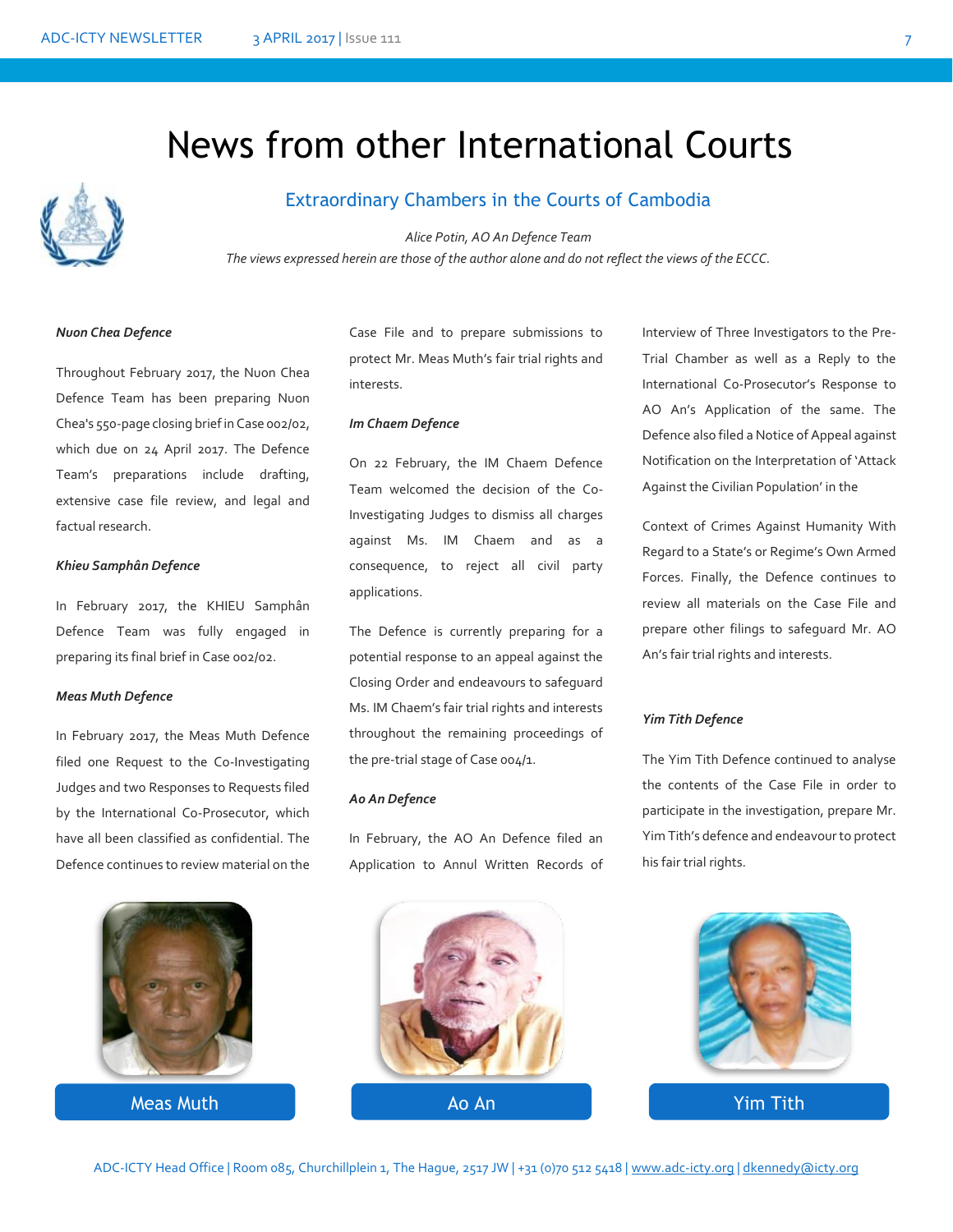# News from other International Courts

## Extraordinary Chambers in the Courts of Cambodia

*Alice Potin, AO An Defence Team*

*The views expressed herein are those of the author alone and do not reflect the views of the ECCC.*

***Nuon Chea Defence***

Throughout February 2017, the Nuon Chea Defence Team has been preparing Nuon Chea's 550-page closing brief in Case 002/02, which due on 24 April 2017. The Defence Team's preparations include drafting, extensive case file review, and legal and factual research.

***Khieu Samphân Defence***

In February 2017, the KHIEU Samphân Defence Team was fully engaged in preparing its final brief in Case 002/02.

***Meas Muth Defence***

In February 2017, the Meas Muth Defence filed one Request to the Co-Investigating Judges and two Responses to Requests filed by the International Co-Prosecutor, which have all been classified as confidential. The Defence continues to review material on the Case File and to prepare submissions to protect Mr. Meas Muth's fair trial rights and interests.

***Im Chaem Defence***

On 22 February, the IM Chaem Defence Team welcomed the decision of the Co-Investigating Judges to dismiss all charges against Ms. IM Chaem and as a consequence, to reject all civil party applications.

The Defence is currently preparing for a potential response to an appeal against the Closing Order and endeavours to safeguard Ms. IM Chaem's fair trial rights and interests throughout the remaining proceedings of the pre-trial stage of Case 004/1.

***Ao An Defence***

In February, the AO An Defence filed an Application to Annul Written Records of Interview of Three Investigators to the Pre-Trial Chamber as well as a Reply to the International Co-Prosecutor's Response to AO An's Application of the same. The Defence also filed a Notice of Appeal against Notification on the Interpretation of 'Attack Against the Civilian Population' in the Context of Crimes Against Humanity With Regard to a State's or Regime's Own Armed Forces. Finally, the Defence continues to review all materials on the Case File and prepare other filings to safeguard Mr. AO An's fair trial rights and interests.

***Yim Tith Defence***

The Yim Tith Defence continued to analyse the contents of the Case File in order to participate in the investigation, prepare Mr. Yim Tith's defence and endeavour to protect his fair trial rights.

Meas Muth

Ao An

Yim Tith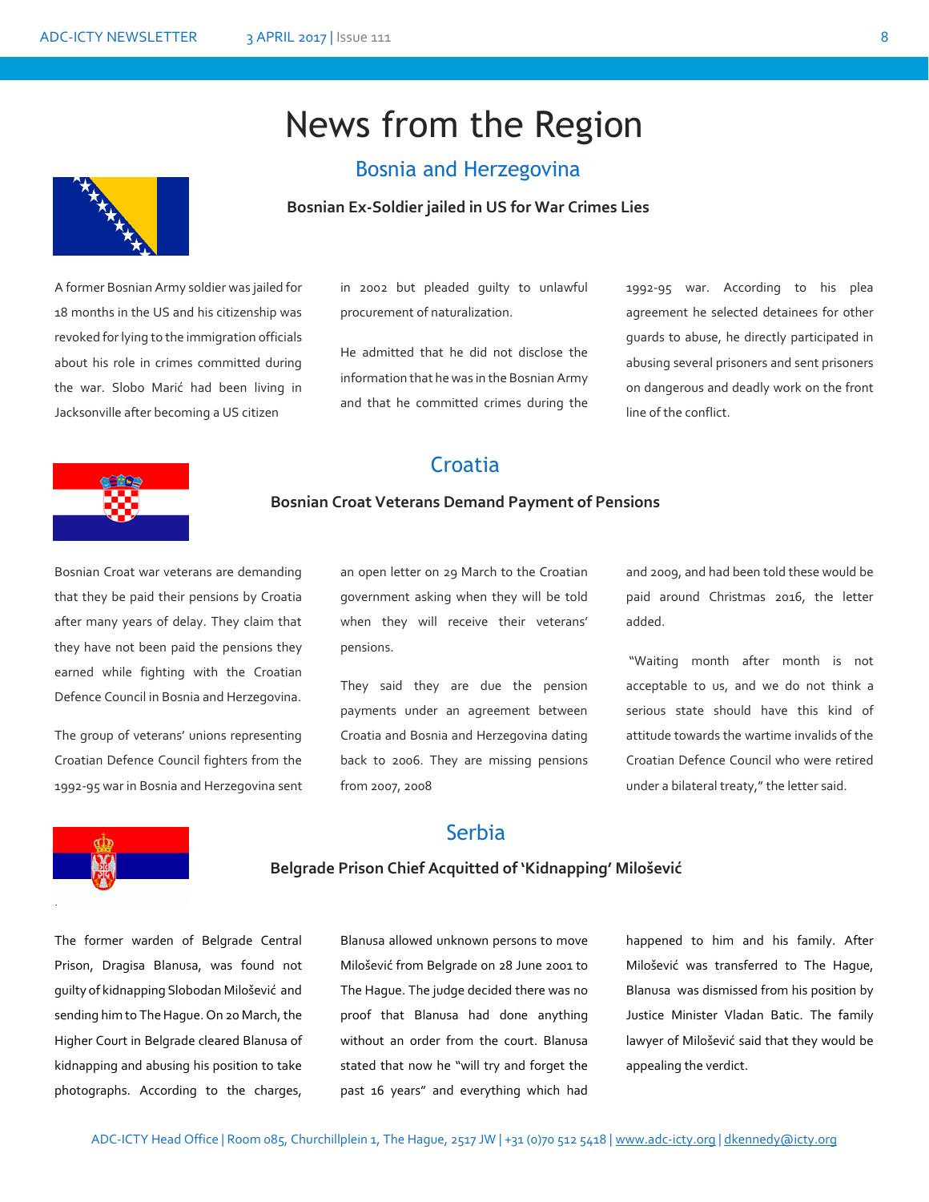# News from the Region

## Bosnia and Herzegovina

### Bosnian Ex-Soldier jailed in US for War Crimes Lies

A former Bosnian Army soldier was jailed for 18 months in the US and his citizenship was revoked for lying to the immigration officials about his role in crimes committed during the war. Slobo Marić had been living in Jacksonville after becoming a US citizen in 2002 but pleaded guilty to unlawful procurement of naturalization.

He admitted that he did not disclose the information that he was in the Bosnian Army and that he committed crimes during the 1992-95 war. According to his plea agreement he selected detainees for other guards to abuse, he directly participated in abusing several prisoners and sent prisoners on dangerous and deadly work on the front line of the conflict.

## Croatia

### Bosnian Croat Veterans Demand Payment of Pensions

Bosnian Croat war veterans are demanding that they be paid their pensions by Croatia after many years of delay. They claim that they have not been paid the pensions they earned while fighting with the Croatian Defence Council in Bosnia and Herzegovina.

The group of veterans' unions representing Croatian Defence Council fighters from the 1992-95 war in Bosnia and Herzegovina sent an open letter on 29 March to the Croatian government asking when they will be told when they will receive their veterans' pensions.

They said they are due the pension payments under an agreement between Croatia and Bosnia and Herzegovina dating back to 2006. They are missing pensions from 2007, 2008 and 2009, and had been told these would be paid around Christmas 2016, the letter added.

"Waiting month after month is not acceptable to us, and we do not think a serious state should have this kind of attitude towards the wartime invalids of the Croatian Defence Council who were retired under a bilateral treaty," the letter said.

## Serbia

### Belgrade Prison Chief Acquitted of 'Kidnapping' Milošević

The former warden of Belgrade Central Prison, Dragisa Blanusa, was found not guilty of kidnapping Slobodan Milošević and sending him to The Hague. On 20 March, the Higher Court in Belgrade cleared Blanusa of kidnapping and abusing his position to take photographs. According to the charges, Blanusa allowed unknown persons to move Milošević from Belgrade on 28 June 2001 to The Hague. The judge decided there was no proof that Blanusa had done anything without an order from the court. Blanusa stated that now he "will try and forget the past 16 years" and everything which had happened to him and his family. After Milošević was transferred to The Hague, Blanusa was dismissed from his position by Justice Minister Vladan Batic. The family lawyer of Milošević said that they would be appealing the verdict.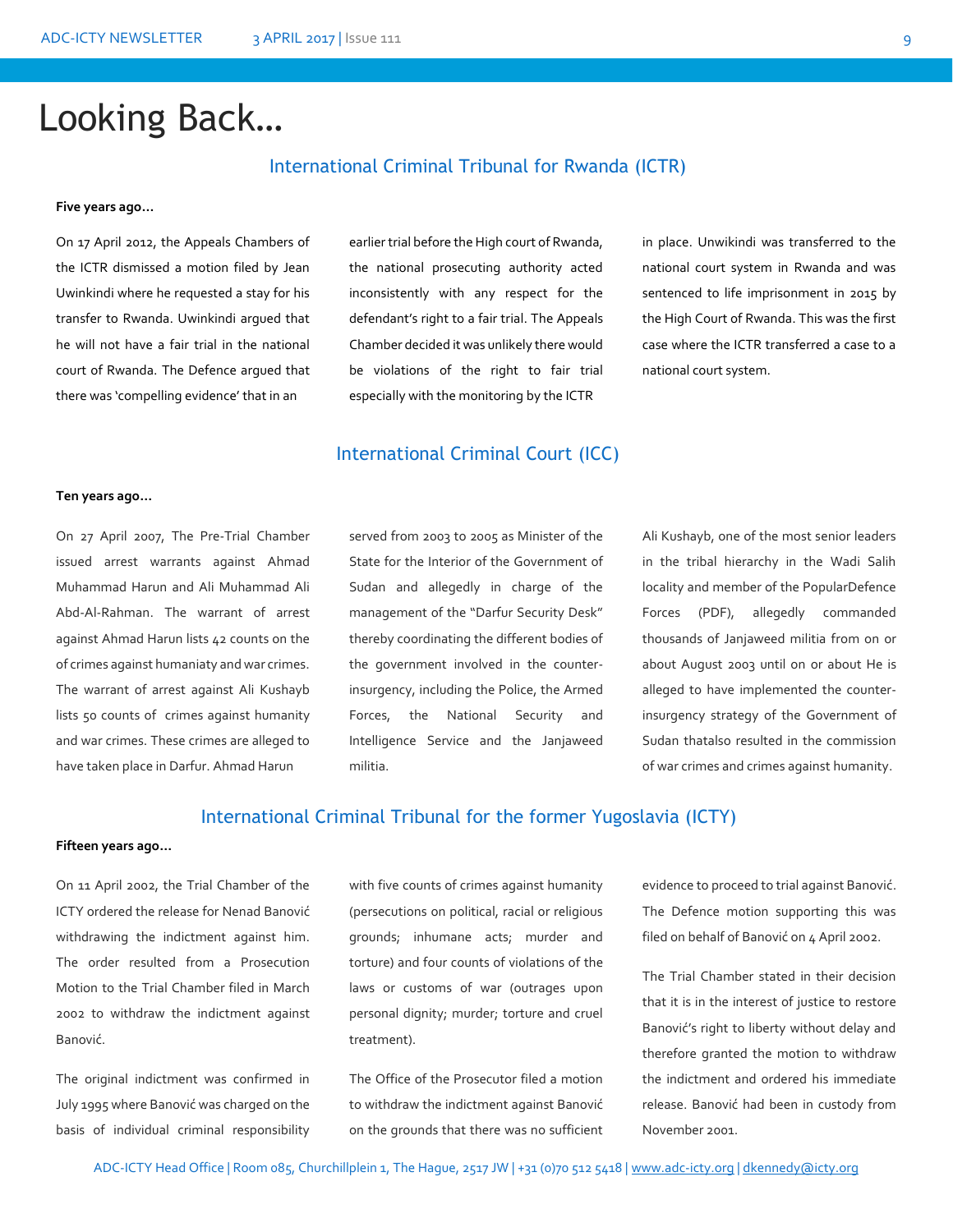# Looking Back...

## International Criminal Tribunal for Rwanda (ICTR)

**Five years ago…**

On 17 April 2012, the Appeals Chambers of the ICTR dismissed a motion filed by Jean Uwinkindi where he requested a stay for his transfer to Rwanda. Uwinkindi argued that he will not have a fair trial in the national court of Rwanda. The Defence argued that there was 'compelling evidence' that in an earlier trial before the High court of Rwanda, the national prosecuting authority acted inconsistently with any respect for the defendant's right to a fair trial. The Appeals Chamber decided it was unlikely there would be violations of the right to fair trial especially with the monitoring by the ICTR in place. Unwikindi was transferred to the national court system in Rwanda and was sentenced to life imprisonment in 2015 by the High Court of Rwanda. This was the first case where the ICTR transferred a case to a national court system.

## International Criminal Court (ICC)

**Ten years ago…**

On 27 April 2007, The Pre-Trial Chamber issued arrest warrants against Ahmad Muhammad Harun and Ali Muhammad Ali Abd-Al-Rahman. The warrant of arrest against Ahmad Harun lists 42 counts on the of crimes against humaniaty and war crimes. The warrant of arrest against Ali Kushayb lists 50 counts of crimes against humanity and war crimes. These crimes are alleged to have taken place in Darfur. Ahmad Harun served from 2003 to 2005 as Minister of the State for the Interior of the Government of Sudan and allegedly in charge of the management of the "Darfur Security Desk" thereby coordinating the different bodies of the government involved in the counter-insurgency, including the Police, the Armed Forces, the National Security and Intelligence Service and the Janjaweed militia. Ali Kushayb, one of the most senior leaders in the tribal hierarchy in the Wadi Salih locality and member of the PopularDefence Forces (PDF), allegedly commanded thousands of Janjaweed militia from on or about August 2003 until on or about He is alleged to have implemented the counter-insurgency strategy of the Government of Sudan thatalso resulted in the commission of war crimes and crimes against humanity.

## International Criminal Tribunal for the former Yugoslavia (ICTY)

**Fifteen years ago…**

On 11 April 2002, the Trial Chamber of the ICTY ordered the release for Nenad Banović withdrawing the indictment against him. The order resulted from a Prosecution Motion to the Trial Chamber filed in March 2002 to withdraw the indictment against Banović.

The original indictment was confirmed in July 1995 where Banović was charged on the basis of individual criminal responsibility with five counts of crimes against humanity (persecutions on political, racial or religious grounds; inhumane acts; murder and torture) and four counts of violations of the laws or customs of war (outrages upon personal dignity; murder; torture and cruel treatment).

The Office of the Prosecutor filed a motion to withdraw the indictment against Banović on the grounds that there was no sufficient evidence to proceed to trial against Banović. The Defence motion supporting this was filed on behalf of Banović on 4 April 2002.

The Trial Chamber stated in their decision that it is in the interest of justice to restore Banović's right to liberty without delay and therefore granted the motion to withdraw the indictment and ordered his immediate release. Banović had been in custody from November 2001.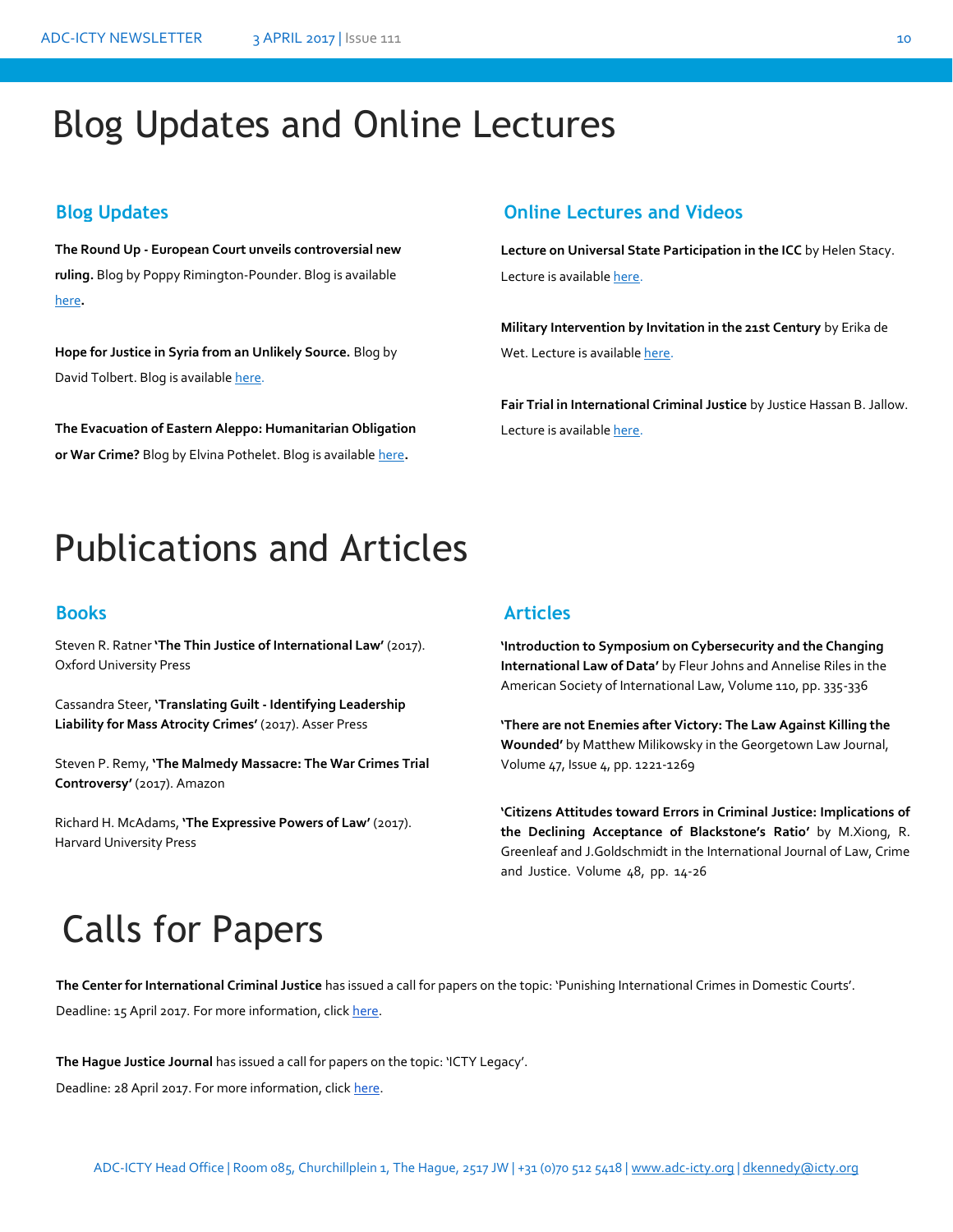# Blog Updates and Online Lectures

## Blog Updates

**The Round Up - European Court unveils controversial new ruling.** Blog by Poppy Rimington-Pounder. Blog is available here.

**Hope for Justice in Syria from an Unlikely Source.** Blog by David Tolbert. Blog is available here.

**The Evacuation of Eastern Aleppo: Humanitarian Obligation or War Crime?** Blog by Elvina Pothelet. Blog is available here.

## Online Lectures and Videos

**Lecture on Universal State Participation in the ICC** by Helen Stacy. Lecture is available here.

**Military Intervention by Invitation in the 21st Century** by Erika de Wet. Lecture is available here.

**Fair Trial in International Criminal Justice** by Justice Hassan B. Jallow. Lecture is available here.

# Publications and Articles

## Books

Steven R. Ratner **'The Thin Justice of International Law'** (2017). Oxford University Press

Cassandra Steer, **'Translating Guilt - Identifying Leadership Liability for Mass Atrocity Crimes'** (2017). Asser Press

Steven P. Remy, **'The Malmedy Massacre: The War Crimes Trial Controversy'** (2017). Amazon

Richard H. McAdams, **'The Expressive Powers of Law'** (2017). Harvard University Press

## Articles

**'Introduction to Symposium on Cybersecurity and the Changing International Law of Data'** by Fleur Johns and Annelise Riles in the American Society of International Law, Volume 110, pp. 335-336

**'There are not Enemies after Victory: The Law Against Killing the Wounded'** by Matthew Milikowsky in the Georgetown Law Journal, Volume 47, Issue 4, pp. 1221-1269

**'Citizens Attitudes toward Errors in Criminal Justice: Implications of the Declining Acceptance of Blackstone's Ratio'** by M.Xiong, R. Greenleaf and J.Goldschmidt in the International Journal of Law, Crime and Justice. Volume 48, pp. 14-26

# Calls for Papers

**The Center for International Criminal Justice** has issued a call for papers on the topic: 'Punishing International Crimes in Domestic Courts'. Deadline: 15 April 2017. For more information, click here.

**The Hague Justice Journal** has issued a call for papers on the topic: 'ICTY Legacy'. Deadline: 28 April 2017. For more information, click here.

ADC-ICTY Head Office | Room 085, Churchillplein 1, The Hague, 2517 JW | +31 (0)70 512 5418 | www.adc-icty.org | dkennedy@icty.org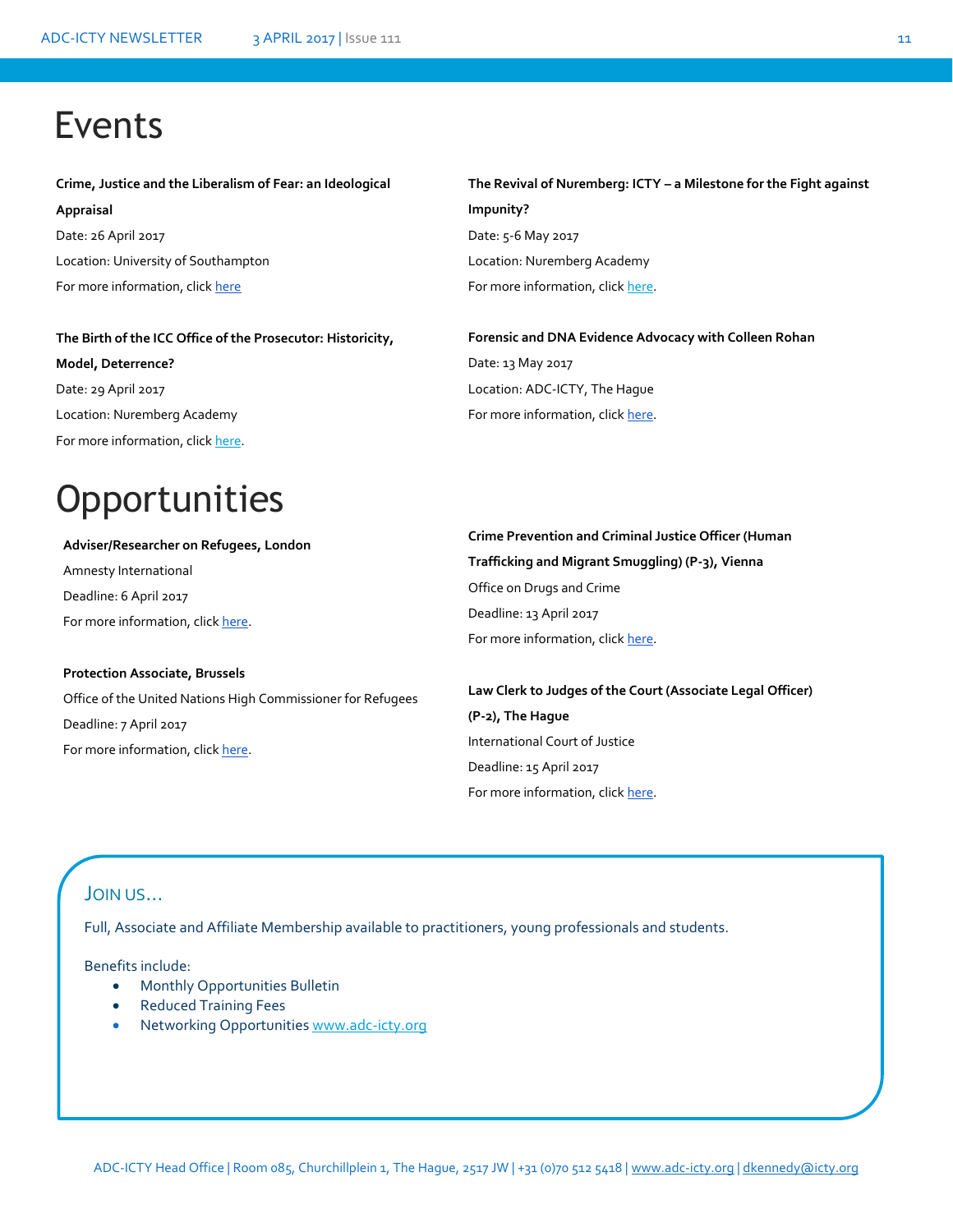# Events

**Crime, Justice and the Liberalism of Fear: an Ideological Appraisal**
Date: 26 April 2017
Location: University of Southampton
For more information, click here

**The Birth of the ICC Office of the Prosecutor: Historicity, Model, Deterrence?**
Date: 29 April 2017
Location: Nuremberg Academy
For more information, click here.

**The Revival of Nuremberg: ICTY – a Milestone for the Fight against Impunity?**
Date: 5-6 May 2017
Location: Nuremberg Academy
For more information, click here.

**Forensic and DNA Evidence Advocacy with Colleen Rohan**
Date: 13 May 2017
Location: ADC-ICTY, The Hague
For more information, click here.

# Opportunities

**Adviser/Researcher on Refugees, London**
Amnesty International
Deadline: 6 April 2017
For more information, click here.

**Protection Associate, Brussels**
Office of the United Nations High Commissioner for Refugees
Deadline: 7 April 2017
For more information, click here.

**Crime Prevention and Criminal Justice Officer (Human Trafficking and Migrant Smuggling) (P-3), Vienna**
Office on Drugs and Crime
Deadline: 13 April 2017
For more information, click here.

**Law Clerk to Judges of the Court (Associate Legal Officer) (P-2), The Hague**
International Court of Justice
Deadline: 15 April 2017
For more information, click here.

## JOIN US…

Full, Associate and Affiliate Membership available to practitioners, young professionals and students.

Benefits include:

- Monthly Opportunities Bulletin
- Reduced Training Fees
- Networking Opportunities www.adc-icty.org

ADC-ICTY Head Office | Room 085, Churchillplein 1, The Hague, 2517 JW | +31 (0)70 512 5418 | www.adc-icty.org | dkennedy@icty.org